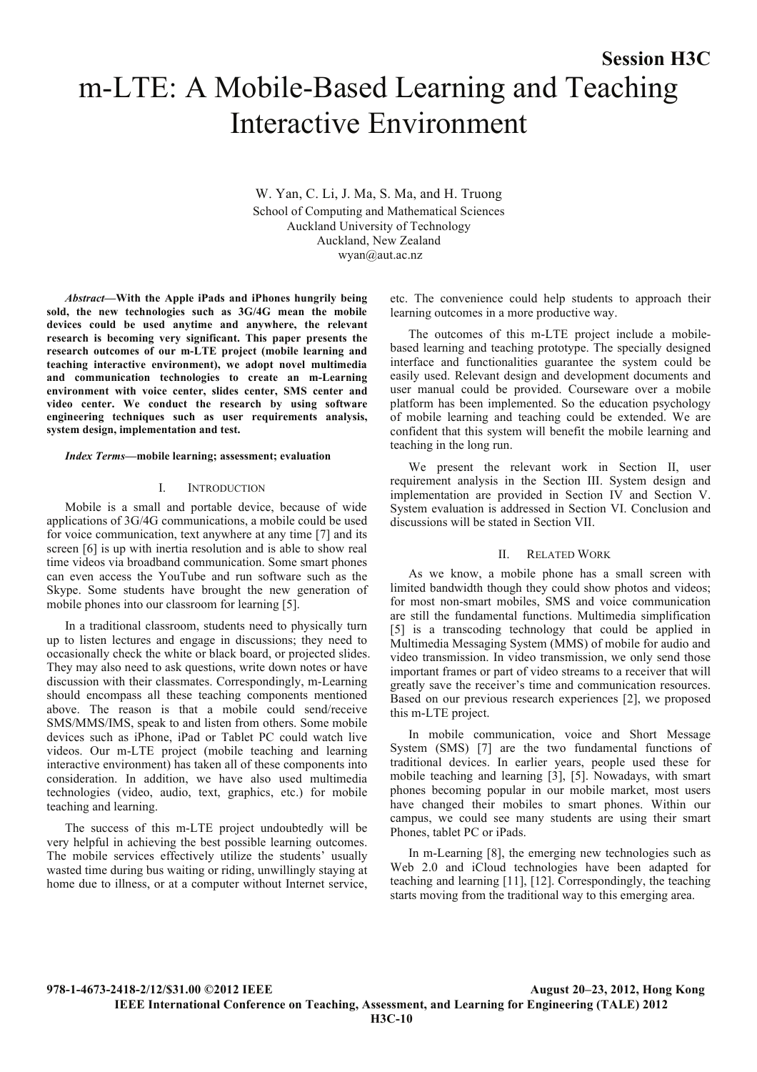# m-LTE: A Mobile-Based Learning and Teaching Interactive Environment

W. Yan, C. Li, J. Ma, S. Ma, and H. Truong
School of Computing and Mathematical Sciences
Auckland University of Technology
Auckland, New Zealand
wyan@aut.ac.nz

***Abstract*—With the Apple iPads and iPhones hungrily being sold, the new technologies such as 3G/4G mean the mobile devices could be used anytime and anywhere, the relevant research is becoming very significant. This paper presents the research outcomes of our m-LTE project (mobile learning and teaching interactive environment), we adopt novel multimedia and communication technologies to create an m-Learning environment with voice center, slides center, SMS center and video center. We conduct the research by using software engineering techniques such as user requirements analysis, system design, implementation and test.**

***Index Terms*—mobile learning; assessment; evaluation**

## I. Introduction

Mobile is a small and portable device, because of wide applications of 3G/4G communications, a mobile could be used for voice communication, text anywhere at any time [7] and its screen [6] is up with inertia resolution and is able to show real time videos via broadband communication. Some smart phones can even access the YouTube and run software such as the Skype. Some students have brought the new generation of mobile phones into our classroom for learning [5].

In a traditional classroom, students need to physically turn up to listen lectures and engage in discussions; they need to occasionally check the white or black board, or projected slides. They may also need to ask questions, write down notes or have discussion with their classmates. Correspondingly, m-Learning should encompass all these teaching components mentioned above. The reason is that a mobile could send/receive SMS/MMS/IMS, speak to and listen from others. Some mobile devices such as iPhone, iPad or Tablet PC could watch live videos. Our m-LTE project (mobile teaching and learning interactive environment) has taken all of these components into consideration. In addition, we have also used multimedia technologies (video, audio, text, graphics, etc.) for mobile teaching and learning.

The success of this m-LTE project undoubtedly will be very helpful in achieving the best possible learning outcomes. The mobile services effectively utilize the students' usually wasted time during bus waiting or riding, unwillingly staying at home due to illness, or at a computer without Internet service, etc. The convenience could help students to approach their learning outcomes in a more productive way.

The outcomes of this m-LTE project include a mobile-based learning and teaching prototype. The specially designed interface and functionalities guarantee the system could be easily used. Relevant design and development documents and user manual could be provided. Courseware over a mobile platform has been implemented. So the education psychology of mobile learning and teaching could be extended. We are confident that this system will benefit the mobile learning and teaching in the long run.

We present the relevant work in Section II, user requirement analysis in the Section III. System design and implementation are provided in Section IV and Section V. System evaluation is addressed in Section VI. Conclusion and discussions will be stated in Section VII.

## II. Related Work

As we know, a mobile phone has a small screen with limited bandwidth though they could show photos and videos; for most non-smart mobiles, SMS and voice communication are still the fundamental functions. Multimedia simplification [5] is a transcoding technology that could be applied in Multimedia Messaging System (MMS) of mobile for audio and video transmission. In video transmission, we only send those important frames or part of video streams to a receiver that will greatly save the receiver's time and communication resources. Based on our previous research experiences [2], we proposed this m-LTE project.

In mobile communication, voice and Short Message System (SMS) [7] are the two fundamental functions of traditional devices. In earlier years, people used these for mobile teaching and learning [3], [5]. Nowadays, with smart phones becoming popular in our mobile market, most users have changed their mobiles to smart phones. Within our campus, we could see many students are using their smart Phones, tablet PC or iPads.

In m-Learning [8], the emerging new technologies such as Web 2.0 and iCloud technologies have been adapted for teaching and learning [11], [12]. Correspondingly, the teaching starts moving from the traditional way to this emerging area.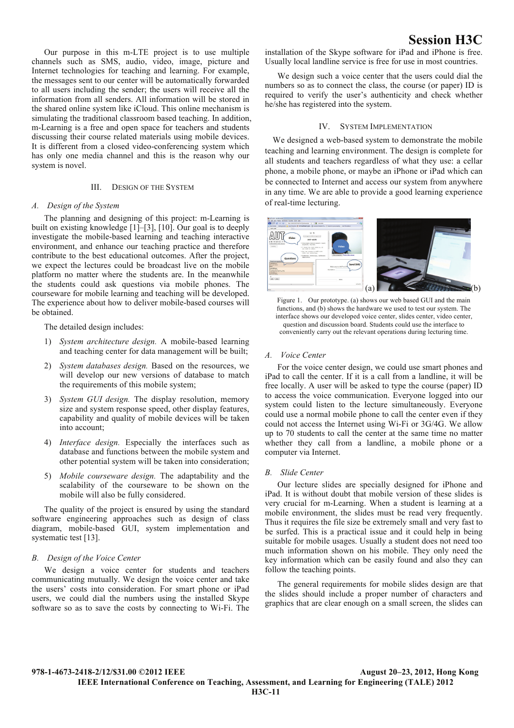Our purpose in this m-LTE project is to use multiple channels such as SMS, audio, video, image, picture and Internet technologies for teaching and learning. For example, the messages sent to our center will be automatically forwarded to all users including the sender; the users will receive all the information from all senders. All information will be stored in the shared online system like iCloud. This online mechanism is simulating the traditional classroom based teaching. In addition, m-Learning is a free and open space for teachers and students discussing their course related materials using mobile devices. It is different from a closed video-conferencing system which has only one media channel and this is the reason why our system is novel.

## III. Design of the System

### A. Design of the System

The planning and designing of this project: m-Learning is built on existing knowledge [1]–[3], [10]. Our goal is to deeply investigate the mobile-based learning and teaching interactive environment, and enhance our teaching practice and therefore contribute to the best educational outcomes. After the project, we expect the lectures could be broadcast live on the mobile platform no matter where the students are. In the meanwhile the students could ask questions via mobile phones. The courseware for mobile learning and teaching will be developed. The experience about how to deliver mobile-based courses will be obtained.

The detailed design includes:

1) *System architecture design.* A mobile-based learning and teaching center for data management will be built;

2) *System databases design.* Based on the resources, we will develop our new versions of database to match the requirements of this mobile system;

3) *System GUI design.* The display resolution, memory size and system response speed, other display features, capability and quality of mobile devices will be taken into account;

4) *Interface design.* Especially the interfaces such as database and functions between the mobile system and other potential system will be taken into consideration;

5) *Mobile courseware design.* The adaptability and the scalability of the courseware to be shown on the mobile will also be fully considered.

The quality of the project is ensured by using the standard software engineering approaches such as design of class diagram, mobile-based GUI, system implementation and systematic test [13].

### B. Design of the Voice Center

We design a voice center for students and teachers communicating mutually. We design the voice center and take the users' costs into consideration. For smart phone or iPad users, we could dial the numbers using the installed Skype software so as to save the costs by connecting to Wi-Fi. The installation of the Skype software for iPad and iPhone is free. Usually local landline service is free for use in most countries.

We design such a voice center that the users could dial the numbers so as to connect the class, the course (or paper) ID is required to verify the user's authenticity and check whether he/she has registered into the system.

## IV. System Implementation

We designed a web-based system to demonstrate the mobile teaching and learning environment. The design is complete for all students and teachers regardless of what they use: a cellar phone, a mobile phone, or maybe an iPhone or iPad which can be connected to Internet and access our system from anywhere in any time. We are able to provide a good learning experience of real-time lecturing.

(a) (b)

Figure 1. Our prototype. (a) shows our web based GUI and the main functions, and (b) shows the hardware we used to test our system. The interface shows our developed voice center, slides center, video center, question and discussion board. Students could use the interface to conveniently carry out the relevant operations during lecturing time.

### A. Voice Center

For the voice center design, we could use smart phones and iPad to call the center. If it is a call from a landline, it will be free locally. A user will be asked to type the course (paper) ID to access the voice communication. Everyone logged into our system could listen to the lecture simultaneously. Everyone could use a normal mobile phone to call the center even if they could not access the Internet using Wi-Fi or 3G/4G. We allow up to 70 students to call the center at the same time no matter whether they call from a landline, a mobile phone or a computer via Internet.

### B. Slide Center

Our lecture slides are specially designed for iPhone and iPad. It is without doubt that mobile version of these slides is very crucial for m-Learning. When a student is learning at a mobile environment, the slides must be read very frequently. Thus it requires the file size be extremely small and very fast to be surfed. This is a practical issue and it could help in being suitable for mobile usages. Usually a student does not need too much information shown on his mobile. They only need the key information which can be easily found and also they can follow the teaching points.

The general requirements for mobile slides design are that the slides should include a proper number of characters and graphics that are clear enough on a small screen, the slides can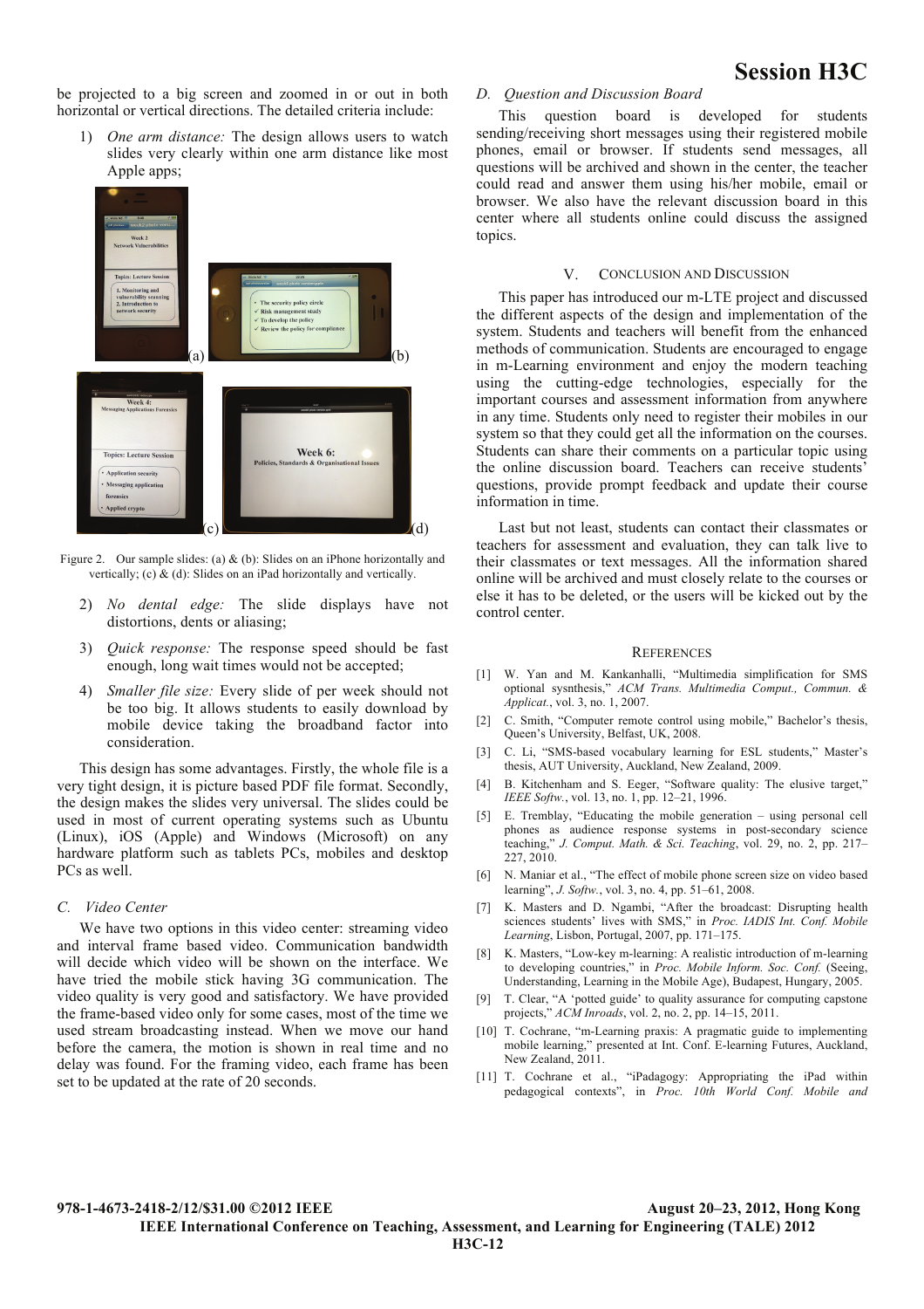be projected to a big screen and zoomed in or out in both horizontal or vertical directions. The detailed criteria include:

1) *One arm distance:* The design allows users to watch slides very clearly within one arm distance like most Apple apps;

Figure 2. Our sample slides: (a) & (b): Slides on an iPhone horizontally and vertically; (c) & (d): Slides on an iPad horizontally and vertically.

2) *No dental edge:* The slide displays have not distortions, dents or aliasing;

3) *Quick response:* The response speed should be fast enough, long wait times would not be accepted;

4) *Smaller file size:* Every slide of per week should not be too big. It allows students to easily download by mobile device taking the broadband factor into consideration.

This design has some advantages. Firstly, the whole file is a very tight design, it is picture based PDF file format. Secondly, the design makes the slides very universal. The slides could be used in most of current operating systems such as Ubuntu (Linux), iOS (Apple) and Windows (Microsoft) on any hardware platform such as tablets PCs, mobiles and desktop PCs as well.

### C. Video Center

We have two options in this video center: streaming video and interval frame based video. Communication bandwidth will decide which video will be shown on the interface. We have tried the mobile stick having 3G communication. The video quality is very good and satisfactory. We have provided the frame-based video only for some cases, most of the time we used stream broadcasting instead. When we move our hand before the camera, the motion is shown in real time and no delay was found. For the framing video, each frame has been set to be updated at the rate of 20 seconds.

### D. Question and Discussion Board

This question board is developed for students sending/receiving short messages using their registered mobile phones, email or browser. If students send messages, all questions will be archived and shown in the center, the teacher could read and answer them using his/her mobile, email or browser. We also have the relevant discussion board in this center where all students online could discuss the assigned topics.

## V. Conclusion and Discussion

This paper has introduced our m-LTE project and discussed the different aspects of the design and implementation of the system. Students and teachers will benefit from the enhanced methods of communication. Students are encouraged to engage in m-Learning environment and enjoy the modern teaching using the cutting-edge technologies, especially for the important courses and assessment information from anywhere in any time. Students only need to register their mobiles in our system so that they could get all the information on the courses. Students can share their comments on a particular topic using the online discussion board. Teachers can receive students' questions, provide prompt feedback and update their course information in time.

Last but not least, students can contact their classmates or teachers for assessment and evaluation, they can talk live to their classmates or text messages. All the information shared online will be archived and must closely relate to the courses or else it has to be deleted, or the users will be kicked out by the control center.

## References

[1] W. Yan and M. Kankanhalli, "Multimedia simplification for SMS optional sysnthesis," *ACM Trans. Multimedia Comput., Commun. & Applicat.*, vol. 3, no. 1, 2007.

[2] C. Smith, "Computer remote control using mobile," Bachelor's thesis, Queen's University, Belfast, UK, 2008.

[3] C. Li, "SMS-based vocabulary learning for ESL students," Master's thesis, AUT University, Auckland, New Zealand, 2009.

[4] B. Kitchenham and S. Eeger, "Software quality: The elusive target," *IEEE Softw.*, vol. 13, no. 1, pp. 12–21, 1996.

[5] E. Tremblay, "Educating the mobile generation – using personal cell phones as audience response systems in post-secondary science teaching," *J. Comput. Math. & Sci. Teaching*, vol. 29, no. 2, pp. 217–227, 2010.

[6] N. Maniar et al., "The effect of mobile phone screen size on video based learning", *J. Softw.*, vol. 3, no. 4, pp. 51–61, 2008.

[7] K. Masters and D. Ngambi, "After the broadcast: Disrupting health sciences students' lives with SMS," in *Proc. IADIS Int. Conf. Mobile Learning*, Lisbon, Portugal, 2007, pp. 171–175.

[8] K. Masters, "Low-key m-learning: A realistic introduction of m-learning to developing countries," in *Proc. Mobile Inform. Soc. Conf.* (Seeing, Understanding, Learning in the Mobile Age), Budapest, Hungary, 2005.

[9] T. Clear, "A 'potted guide' to quality assurance for computing capstone projects," *ACM Inroads*, vol. 2, no. 2, pp. 14–15, 2011.

[10] T. Cochrane, "m-Learning praxis: A pragmatic guide to implementing mobile learning," presented at Int. Conf. E-learning Futures, Auckland, New Zealand, 2011.

[11] T. Cochrane et al., "iPadagogy: Appropriating the iPad within pedagogical contexts", in *Proc. 10th World Conf. Mobile and*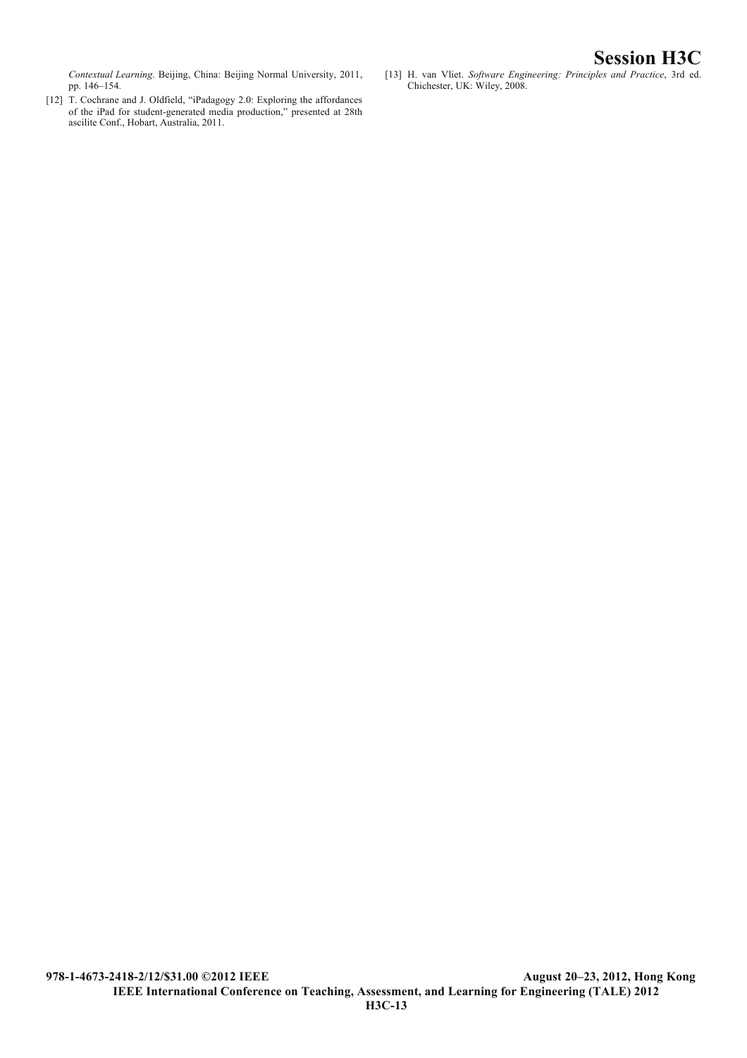*Contextual Learning*. Beijing, China: Beijing Normal University, 2011, pp. 146–154.

[12] T. Cochrane and J. Oldfield, "iPadagogy 2.0: Exploring the affordances of the iPad for student-generated media production," presented at 28th ascilite Conf., Hobart, Australia, 2011.

[13] H. van Vliet. *Software Engineering: Principles and Practice*, 3rd ed. Chichester, UK: Wiley, 2008.